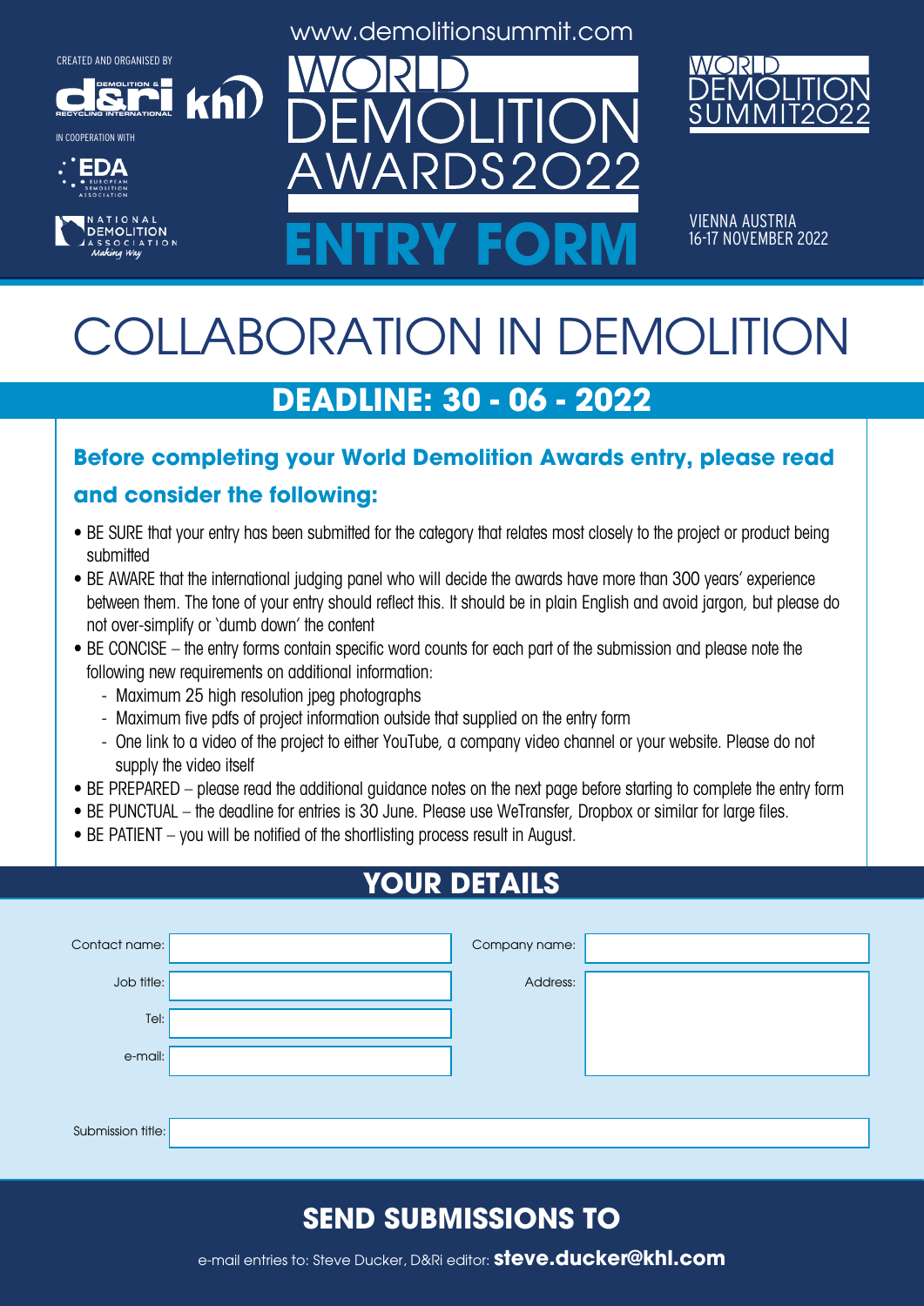CREATED AND ORGANISED BY

D&Ri Demolition & Recycling International | khl

IN COOPERATION WITH

EDA European Demolition Association

National Demolition Association — Making Way

www.demolitionsummit.com

# WORLD DEMOLITION AWARDS2022

# ENTRY FORM

WORLD DEMOLITION SUMMIT2022

VIENNA AUSTRIA
16-17 NOVEMBER 2022

# COLLABORATION IN DEMOLITION

## DEADLINE: 30 - 06 - 2022

### Before completing your World Demolition Awards entry, please read and consider the following:

- BE SURE that your entry has been submitted for the category that relates most closely to the project or product being submitted
- BE AWARE that the international judging panel who will decide the awards have more than 300 years' experience between them. The tone of your entry should reflect this. It should be in plain English and avoid jargon, but please do not over-simplify or 'dumb down' the content
- BE CONCISE – the entry forms contain specific word counts for each part of the submission and please note the following new requirements on additional information:
  - Maximum 25 high resolution jpeg photographs
  - Maximum five pdfs of project information outside that supplied on the entry form
  - One link to a video of the project to either YouTube, a company video channel or your website. Please do not supply the video itself
- BE PREPARED – please read the additional guidance notes on the next page before starting to complete the entry form
- BE PUNCTUAL – the deadline for entries is 30 June. Please use WeTransfer, Dropbox or similar for large files.
- BE PATIENT – you will be notified of the shortlisting process result in August.

## YOUR DETAILS

Contact name:

Job title:

Tel:

e-mail:

Company name:

Address:

Submission title:

## SEND SUBMISSIONS TO

e-mail entries to: Steve Ducker, D&Ri editor: **steve.ducker@khl.com**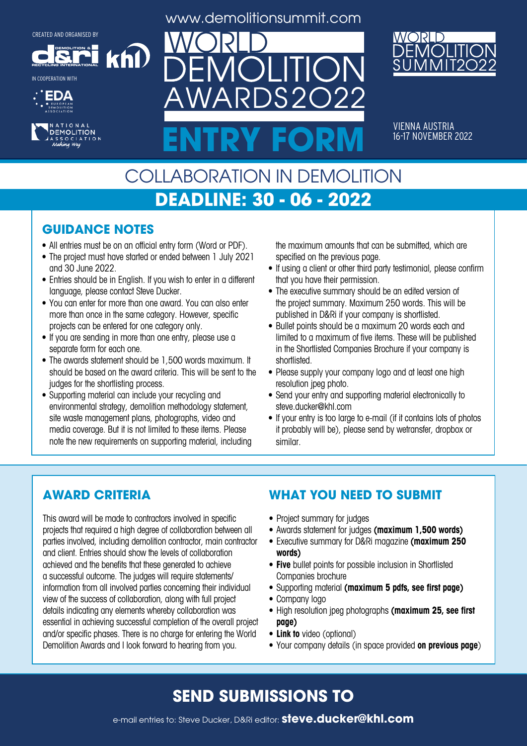CREATED AND ORGANISED BY

IN COOPERATION WITH

www.demolitionsummit.com

# WORLD DEMOLITION AWARDS2022

# ENTRY FORM

WORLD DEMOLITION SUMMIT2022

VIENNA AUSTRIA
16-17 NOVEMBER 2022

## COLLABORATION IN DEMOLITION

## DEADLINE: 30 - 06 - 2022

### GUIDANCE NOTES

- All entries must be on an official entry form (Word or PDF).
- The project must have started or ended between 1 July 2021 and 30 June 2022.
- Entries should be in English. If you wish to enter in a different language, please contact Steve Ducker.
- You can enter for more than one award. You can also enter more than once in the same category. However, specific projects can be entered for one category only.
- If you are sending in more than one entry, please use a separate form for each one.
- The awards statement should be 1,500 words maximum. It should be based on the award criteria. This will be sent to the judges for the shortlisting process.
- Supporting material can include your recycling and environmental strategy, demolition methodology statement, site waste management plans, photographs, video and media coverage. But it is not limited to these items. Please note the new requirements on supporting material, including the maximum amounts that can be submitted, which are specified on the previous page.
- If using a client or other third party testimonial, please confirm that you have their permission.
- The executive summary should be an edited version of the project summary. Maximum 250 words. This will be published in D&Ri if your company is shortlisted.
- Bullet points should be a maximum 20 words each and limited to a maximum of five items. These will be published in the Shortlisted Companies Brochure if your company is shortlisted.
- Please supply your company logo and at least one high resolution jpeg photo.
- Send your entry and supporting material electronically to steve.ducker@khl.com
- If your entry is too large to e-mail (if it contains lots of photos it probably will be), please send by wetransfer, dropbox or similar.

### AWARD CRITERIA

This award will be made to contractors involved in specific projects that required a high degree of collaboration between all parties involved, including demolition contractor, main contractor and client. Entries should show the levels of collaboration achieved and the benefits that these generated to achieve a successful outcome. The judges will require statements/ information from all involved parties concerning their individual view of the success of collaboration, along with full project details indicating any elements whereby collaboration was essential in achieving successful completion of the overall project and/or specific phases. There is no charge for entering the World Demolition Awards and I look forward to hearing from you.

### WHAT YOU NEED TO SUBMIT

- Project summary for judges
- Awards statement for judges **(maximum 1,500 words)**
- Executive summary for D&Ri magazine **(maximum 250 words)**
- **Five** bullet points for possible inclusion in Shortlisted Companies brochure
- Supporting material **(maximum 5 pdfs, see first page)**
- Company logo
- High resolution jpeg photographs **(maximum 25, see first page)**
- **Link to** video (optional)
- Your company details (in space provided **on previous page**)

## SEND SUBMISSIONS TO

e-mail entries to: Steve Ducker, D&Ri editor: **steve.ducker@khl.com**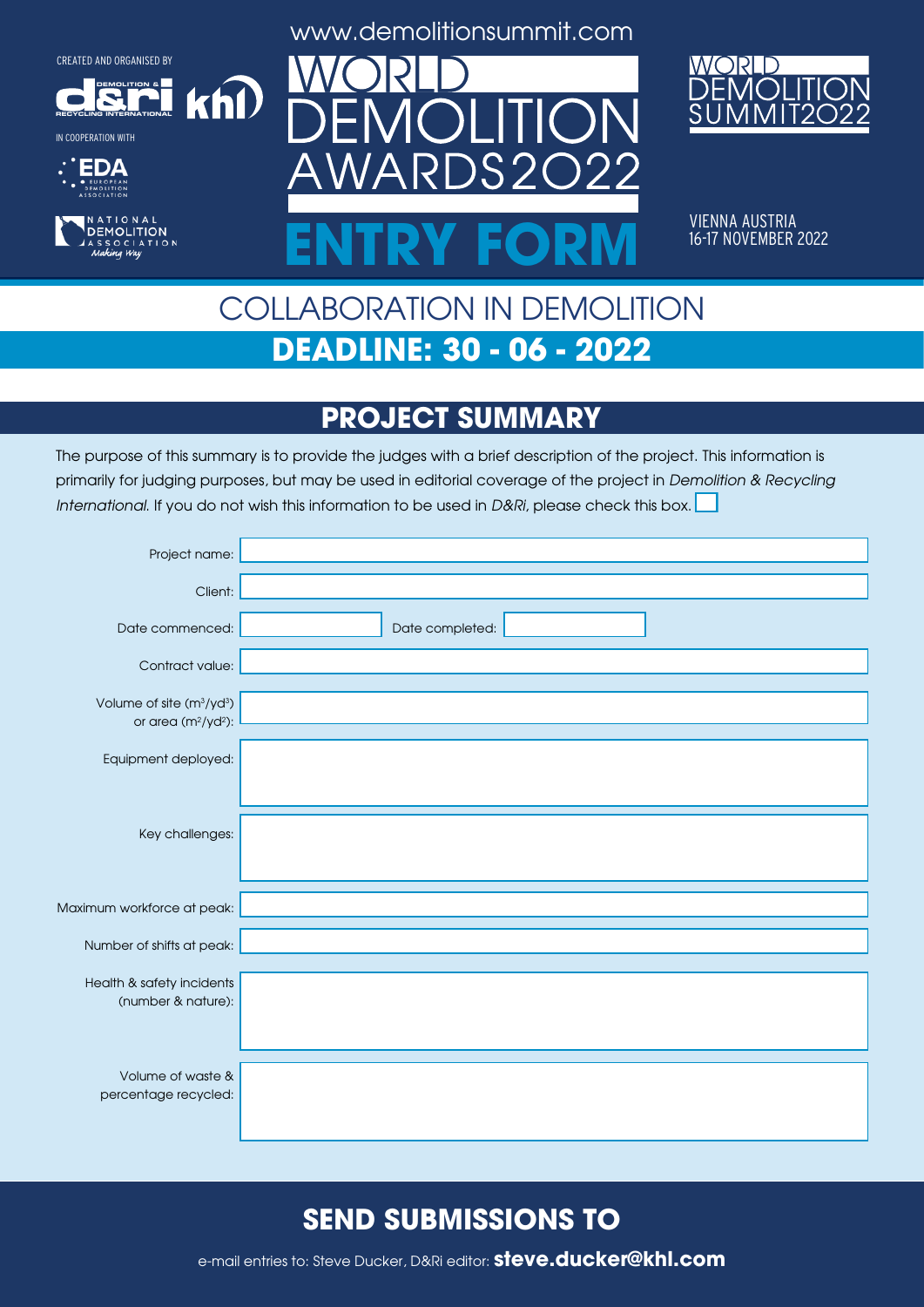CREATED AND ORGANISED BY

IN COOPERATION WITH

www.demolitionsummit.com

# WORLD DEMOLITION AWARDS2022

# ENTRY FORM

WORLD DEMOLITION SUMMIT2022

VIENNA AUSTRIA
16-17 NOVEMBER 2022

## COLLABORATION IN DEMOLITION

## DEADLINE: 30 - 06 - 2022

## PROJECT SUMMARY

The purpose of this summary is to provide the judges with a brief description of the project. This information is primarily for judging purposes, but may be used in editorial coverage of the project in *Demolition & Recycling International.* If you do not wish this information to be used in *D&Ri*, please check this box. ☐

Project name:

Client:

Date commenced: Date completed:

Contract value:

Volume of site ($m^3$/$yd^3$) or area ($m^2$/$yd^2$):

Equipment deployed:

Key challenges:

Maximum workforce at peak:

Number of shifts at peak:

Health & safety incidents (number & nature):

Volume of waste & percentage recycled:

## SEND SUBMISSIONS TO

e-mail entries to: Steve Ducker, D&Ri editor: **steve.ducker@khl.com**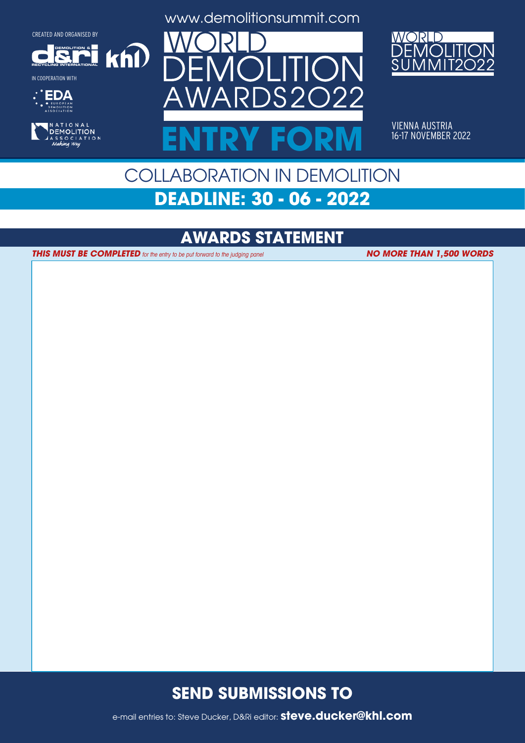CREATED AND ORGANISED BY

IN COOPERATION WITH

www.demolitionsummit.com

# WORLD DEMOLITION AWARDS2022

# ENTRY FORM

WORLD DEMOLITION SUMMIT2022

VIENNA AUSTRIA
16-17 NOVEMBER 2022

## COLLABORATION IN DEMOLITION

**DEADLINE: 30 - 06 - 2022**

## AWARDS STATEMENT

***THIS MUST BE COMPLETED*** *for the entry to be put forward to the judging panel* ***NO MORE THAN 1,500 WORDS***

## SEND SUBMISSIONS TO

e-mail entries to: Steve Ducker, D&Ri editor: **steve.ducker@khl.com**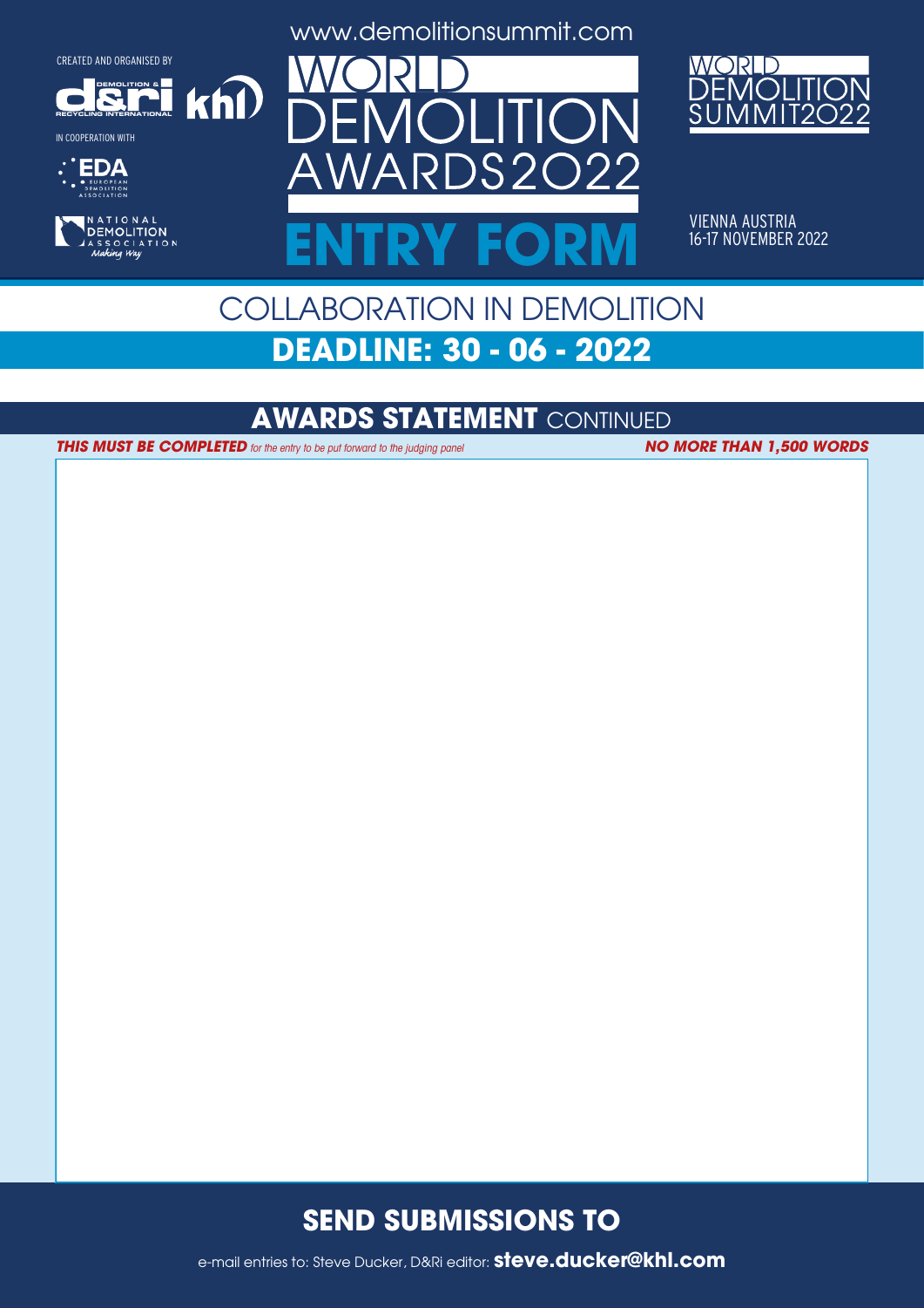CREATED AND ORGANISED BY

IN COOPERATION WITH

www.demolitionsummit.com

# WORLD DEMOLITION AWARDS2022

# ENTRY FORM

WORLD DEMOLITION SUMMIT2022

VIENNA AUSTRIA
16-17 NOVEMBER 2022

## COLLABORATION IN DEMOLITION

## DEADLINE: 30 - 06 - 2022

## AWARDS STATEMENT CONTINUED

***THIS MUST BE COMPLETED*** *for the entry to be put forward to the judging panel* ***NO MORE THAN 1,500 WORDS***

## SEND SUBMISSIONS TO

e-mail entries to: Steve Ducker, D&Ri editor: **steve.ducker@khl.com**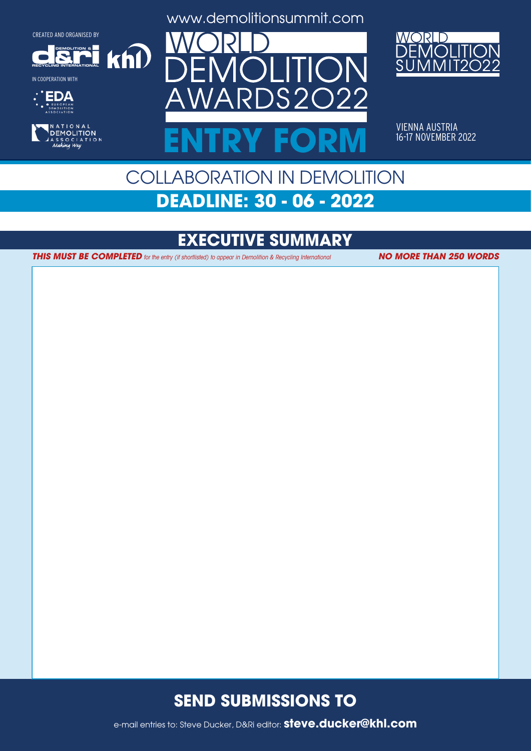CREATED AND ORGANISED BY

IN COOPERATION WITH

www.demolitionsummit.com

# WORLD DEMOLITION AWARDS2022

# ENTRY FORM

WORLD DEMOLITION SUMMIT2022

VIENNA AUSTRIA
16-17 NOVEMBER 2022

## COLLABORATION IN DEMOLITION

**DEADLINE: 30 - 06 - 2022**

## EXECUTIVE SUMMARY

***THIS MUST BE COMPLETED*** *for the entry (if shortlisted) to appear in Demolition & Recycling International* ***NO MORE THAN 250 WORDS***

## SEND SUBMISSIONS TO

e-mail entries to: Steve Ducker, D&Ri editor: **steve.ducker@khl.com**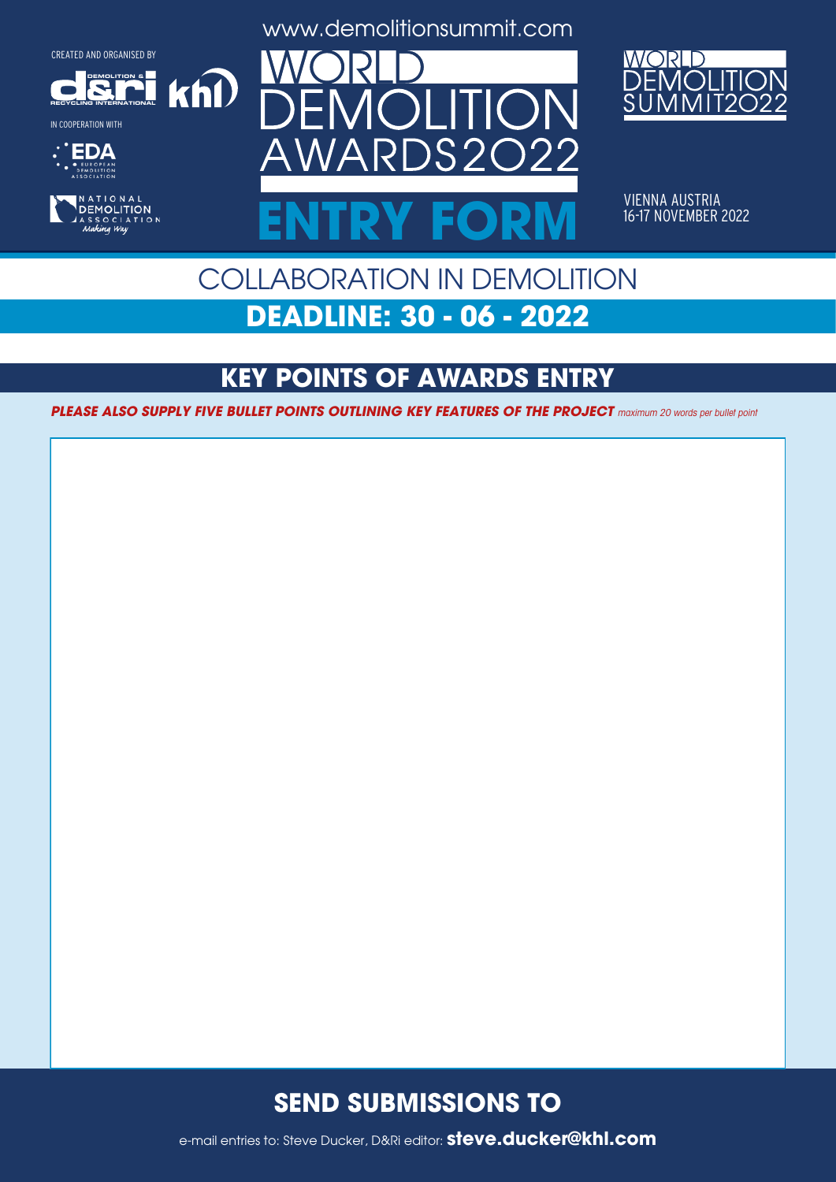CREATED AND ORGANISED BY

IN COOPERATION WITH

www.demolitionsummit.com

# WORLD DEMOLITION AWARDS2022

# ENTRY FORM

WORLD DEMOLITION SUMMIT2022

VIENNA AUSTRIA
16-17 NOVEMBER 2022

## COLLABORATION IN DEMOLITION

## DEADLINE: 30 - 06 - 2022

## KEY POINTS OF AWARDS ENTRY

***PLEASE ALSO SUPPLY FIVE BULLET POINTS OUTLINING KEY FEATURES OF THE PROJECT*** *maximum 20 words per bullet point*

## SEND SUBMISSIONS TO

e-mail entries to: Steve Ducker, D&Ri editor: **steve.ducker@khl.com**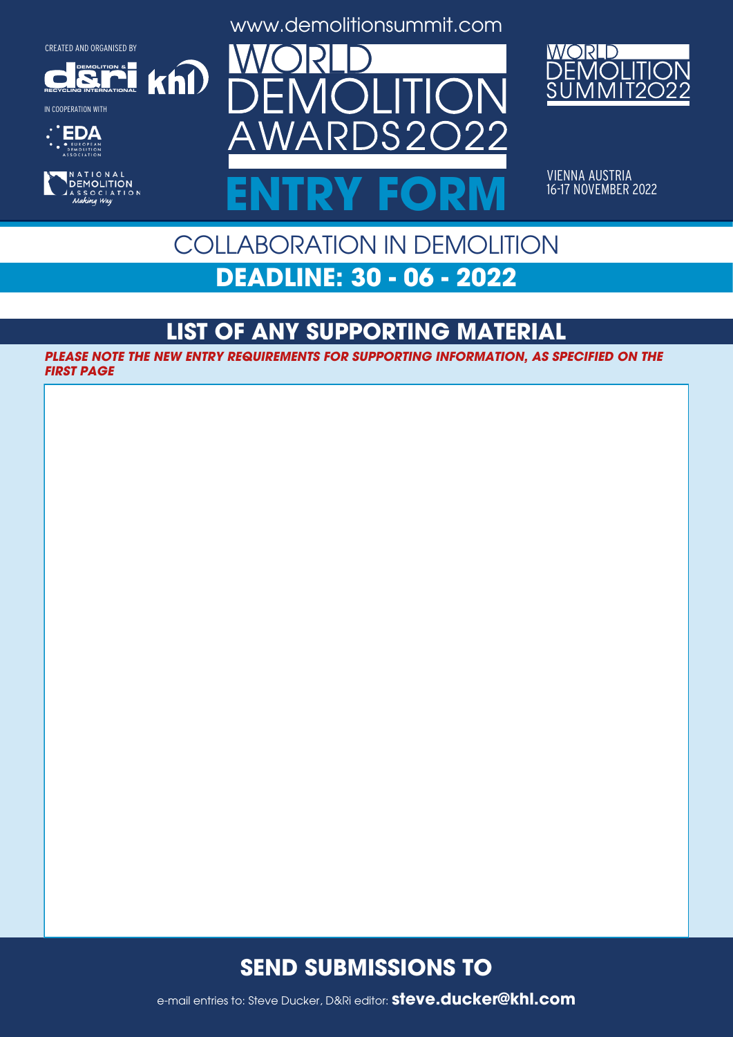CREATED AND ORGANISED BY

IN COOPERATION WITH

www.demolitionsummit.com

# WORLD DEMOLITION AWARDS2022

# ENTRY FORM

WORLD DEMOLITION SUMMIT2022

VIENNA AUSTRIA
16-17 NOVEMBER 2022

## COLLABORATION IN DEMOLITION

## DEADLINE: 30 - 06 - 2022

## LIST OF ANY SUPPORTING MATERIAL

***PLEASE NOTE THE NEW ENTRY REQUIREMENTS FOR SUPPORTING INFORMATION, AS SPECIFIED ON THE FIRST PAGE***

## SEND SUBMISSIONS TO

e-mail entries to: Steve Ducker, D&Ri editor: **steve.ducker@khl.com**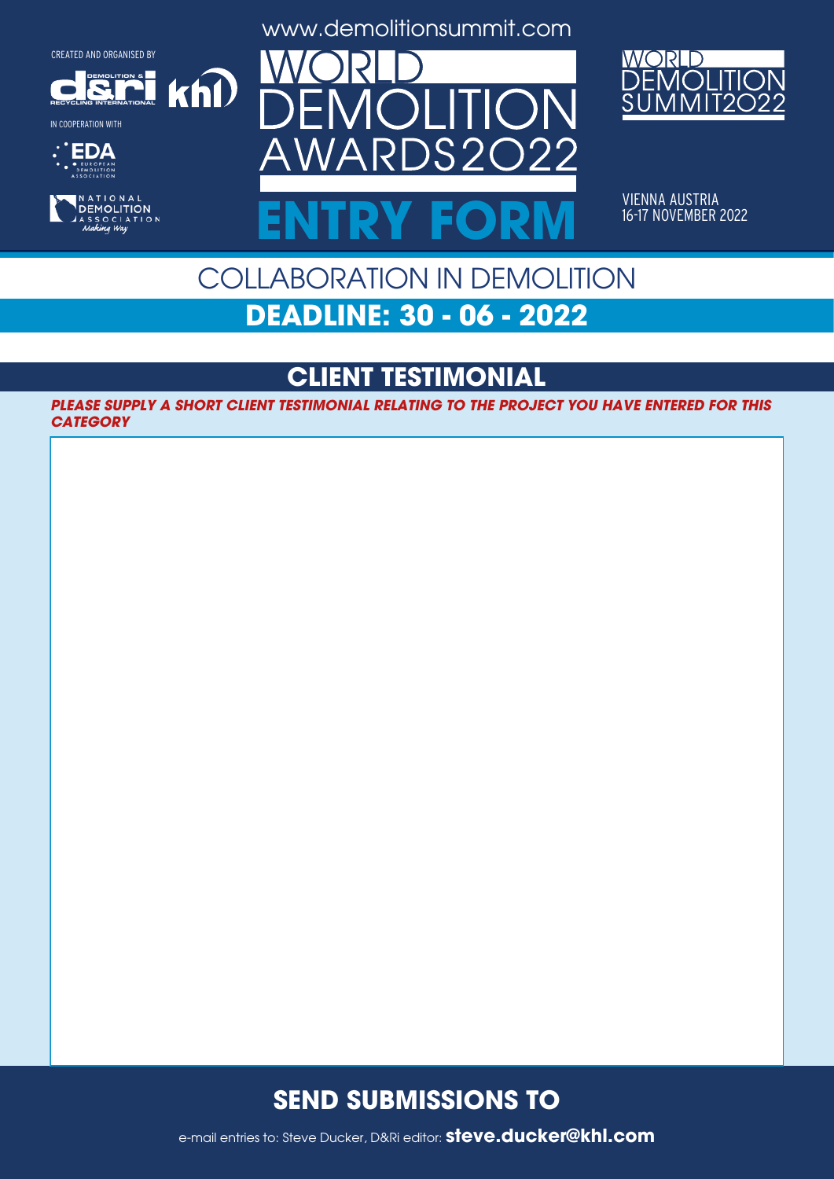CREATED AND ORGANISED BY

IN COOPERATION WITH

www.demolitionsummit.com

# WORLD DEMOLITION AWARDS2022

# ENTRY FORM

WORLD DEMOLITION SUMMIT2022

VIENNA AUSTRIA
16-17 NOVEMBER 2022

## COLLABORATION IN DEMOLITION

**DEADLINE: 30 - 06 - 2022**

## CLIENT TESTIMONIAL

***PLEASE SUPPLY A SHORT CLIENT TESTIMONIAL RELATING TO THE PROJECT YOU HAVE ENTERED FOR THIS CATEGORY***

## SEND SUBMISSIONS TO

e-mail entries to: Steve Ducker, D&Ri editor: **steve.ducker@khl.com**